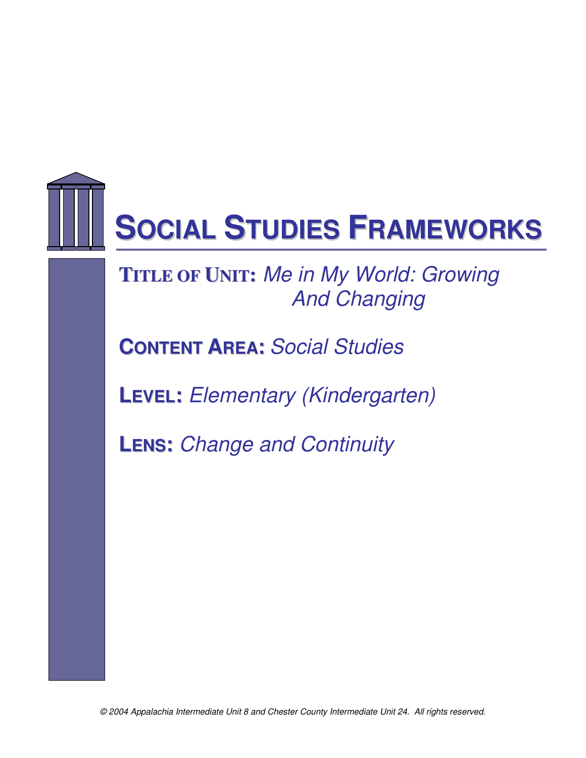# Social Studies Frameworks

**Title of Unit:** *Me in My World: Growing And Changing*

**Content Area:** *Social Studies*

**Level:** *Elementary (Kindergarten)*

**Lens:** *Change and Continuity*

*© 2004 Appalachia Intermediate Unit 8 and Chester County Intermediate Unit 24. All rights reserved.*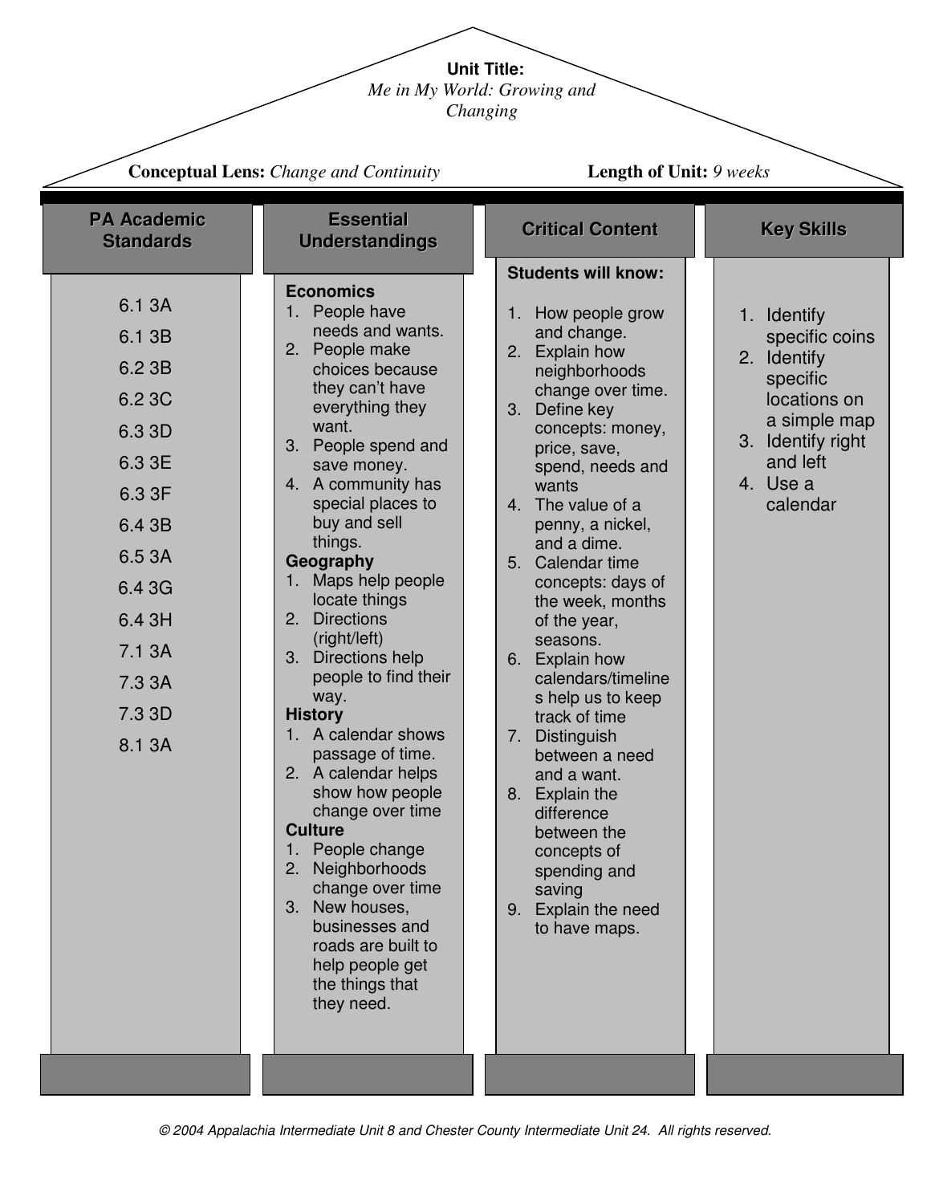**Unit Title:**
*Me in My World: Growing and Changing*

**Conceptual Lens:** *Change and Continuity*

**Length of Unit:** *9 weeks*

## PA Academic Standards

6.1 3A
6.1 3B
6.2 3B
6.2 3C
6.3 3D
6.3 3E
6.3 3F
6.4 3B
6.5 3A
6.4 3G
6.4 3H
7.1 3A
7.3 3A
7.3 3D
8.1 3A

## Essential Understandings

**Economics**

1. People have needs and wants.
2. People make choices because they can't have everything they want.
3. People spend and save money.
4. A community has special places to buy and sell things.

**Geography**

1. Maps help people locate things
2. Directions (right/left)
3. Directions help people to find their way.

**History**

1. A calendar shows passage of time.
2. A calendar helps show how people change over time

**Culture**

1. People change
2. Neighborhoods change over time
3. New houses, businesses and roads are built to help people get the things that they need.

## Critical Content

**Students will know:**

1. How people grow and change.
2. Explain how neighborhoods change over time.
3. Define key concepts: money, price, save, spend, needs and wants
4. The value of a penny, a nickel, and a dime.
5. Calendar time concepts: days of the week, months of the year, seasons.
6. Explain how calendars/timelines help us to keep track of time
7. Distinguish between a need and a want.
8. Explain the difference between the concepts of spending and saving
9. Explain the need to have maps.

## Key Skills

1. Identify specific coins
2. Identify specific locations on a simple map
3. Identify right and left
4. Use a calendar

*© 2004 Appalachia Intermediate Unit 8 and Chester County Intermediate Unit 24. All rights reserved.*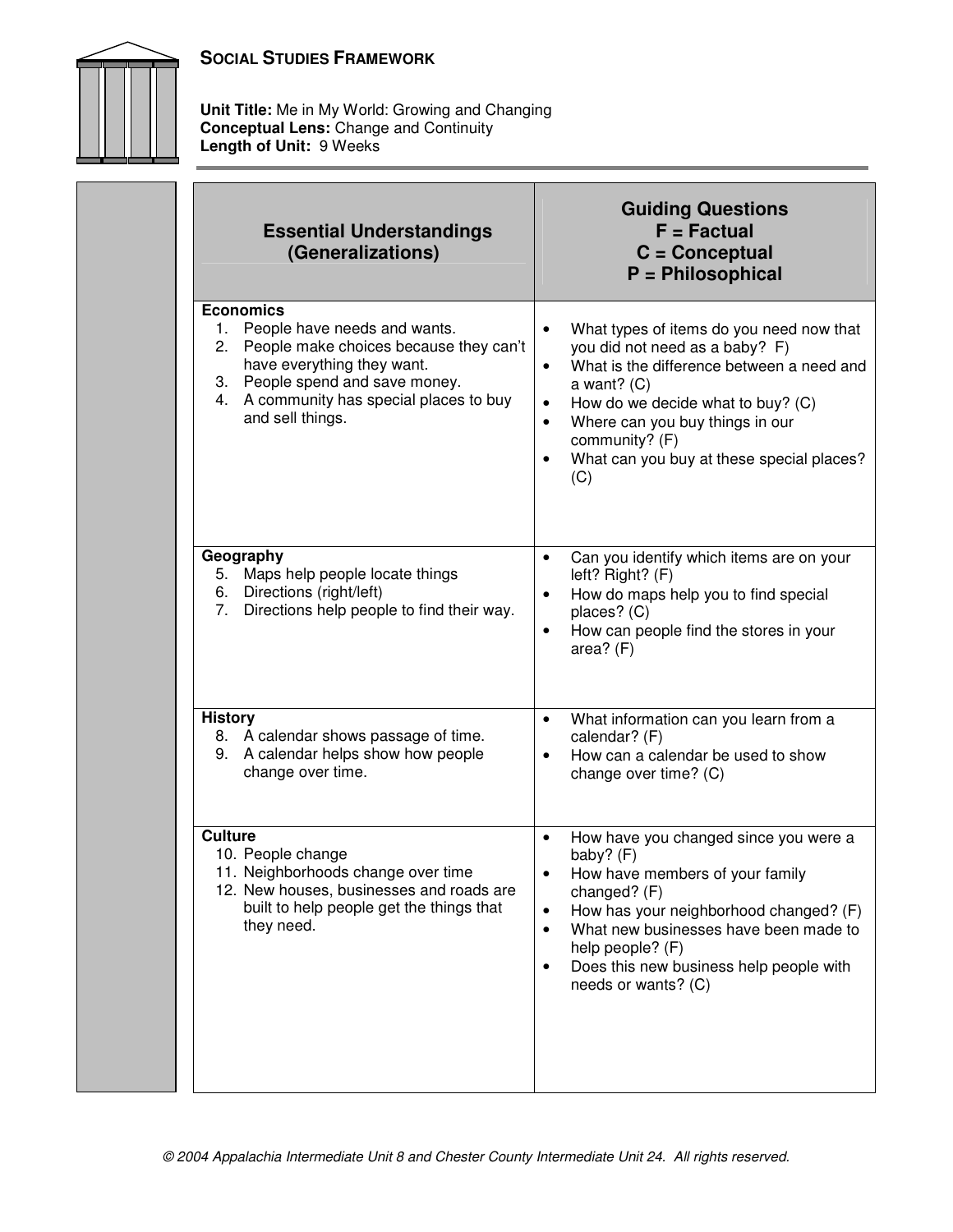## SOCIAL STUDIES FRAMEWORK

**Unit Title:** Me in My World: Growing and Changing
**Conceptual Lens:** Change and Continuity
**Length of Unit:** 9 Weeks

| Essential Understandings (Generalizations) | Guiding Questions<br>F = Factual<br>C = Conceptual<br>P = Philosophical |
|---|---|
| **Economics**<br>1. People have needs and wants.<br>2. People make choices because they can't have everything they want.<br>3. People spend and save money.<br>4. A community has special places to buy and sell things. | • What types of items do you need now that you did not need as a baby? F)<br>• What is the difference between a need and a want? (C)<br>• How do we decide what to buy? (C)<br>• Where can you buy things in our community? (F)<br>• What can you buy at these special places? (C) |
| **Geography**<br>5. Maps help people locate things<br>6. Directions (right/left)<br>7. Directions help people to find their way. | • Can you identify which items are on your left? Right? (F)<br>• How do maps help you to find special places? (C)<br>• How can people find the stores in your area? (F) |
| **History**<br>8. A calendar shows passage of time.<br>9. A calendar helps show how people change over time. | • What information can you learn from a calendar? (F)<br>• How can a calendar be used to show change over time? (C) |
| **Culture**<br>10. People change<br>11. Neighborhoods change over time<br>12. New houses, businesses and roads are built to help people get the things that they need. | • How have you changed since you were a baby? (F)<br>• How have members of your family changed? (F)<br>• How has your neighborhood changed? (F)<br>• What new businesses have been made to help people? (F)<br>• Does this new business help people with needs or wants? (C) |

*© 2004 Appalachia Intermediate Unit 8 and Chester County Intermediate Unit 24. All rights reserved.*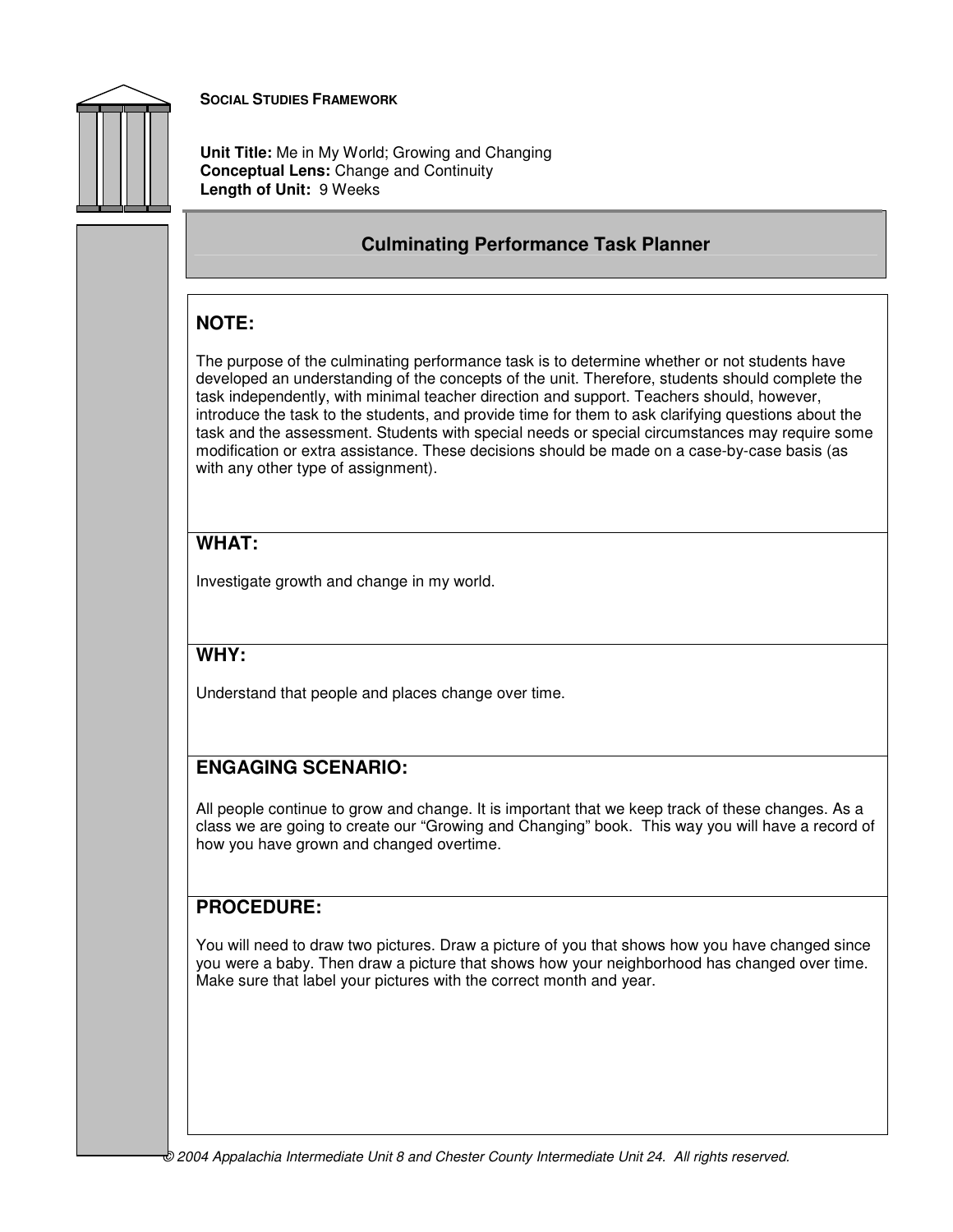**SOCIAL STUDIES FRAMEWORK**

**Unit Title:** Me in My World; Growing and Changing
**Conceptual Lens:** Change and Continuity
**Length of Unit:** 9 Weeks

## Culminating Performance Task Planner

### NOTE:

The purpose of the culminating performance task is to determine whether or not students have developed an understanding of the concepts of the unit. Therefore, students should complete the task independently, with minimal teacher direction and support. Teachers should, however, introduce the task to the students, and provide time for them to ask clarifying questions about the task and the assessment. Students with special needs or special circumstances may require some modification or extra assistance. These decisions should be made on a case-by-case basis (as with any other type of assignment).

### WHAT:

Investigate growth and change in my world.

### WHY:

Understand that people and places change over time.

### ENGAGING SCENARIO:

All people continue to grow and change. It is important that we keep track of these changes. As a class we are going to create our "Growing and Changing" book. This way you will have a record of how you have grown and changed overtime.

### PROCEDURE:

You will need to draw two pictures. Draw a picture of you that shows how you have changed since you were a baby. Then draw a picture that shows how your neighborhood has changed over time. Make sure that label your pictures with the correct month and year.

© 2004 Appalachia Intermediate Unit 8 and Chester County Intermediate Unit 24. All rights reserved.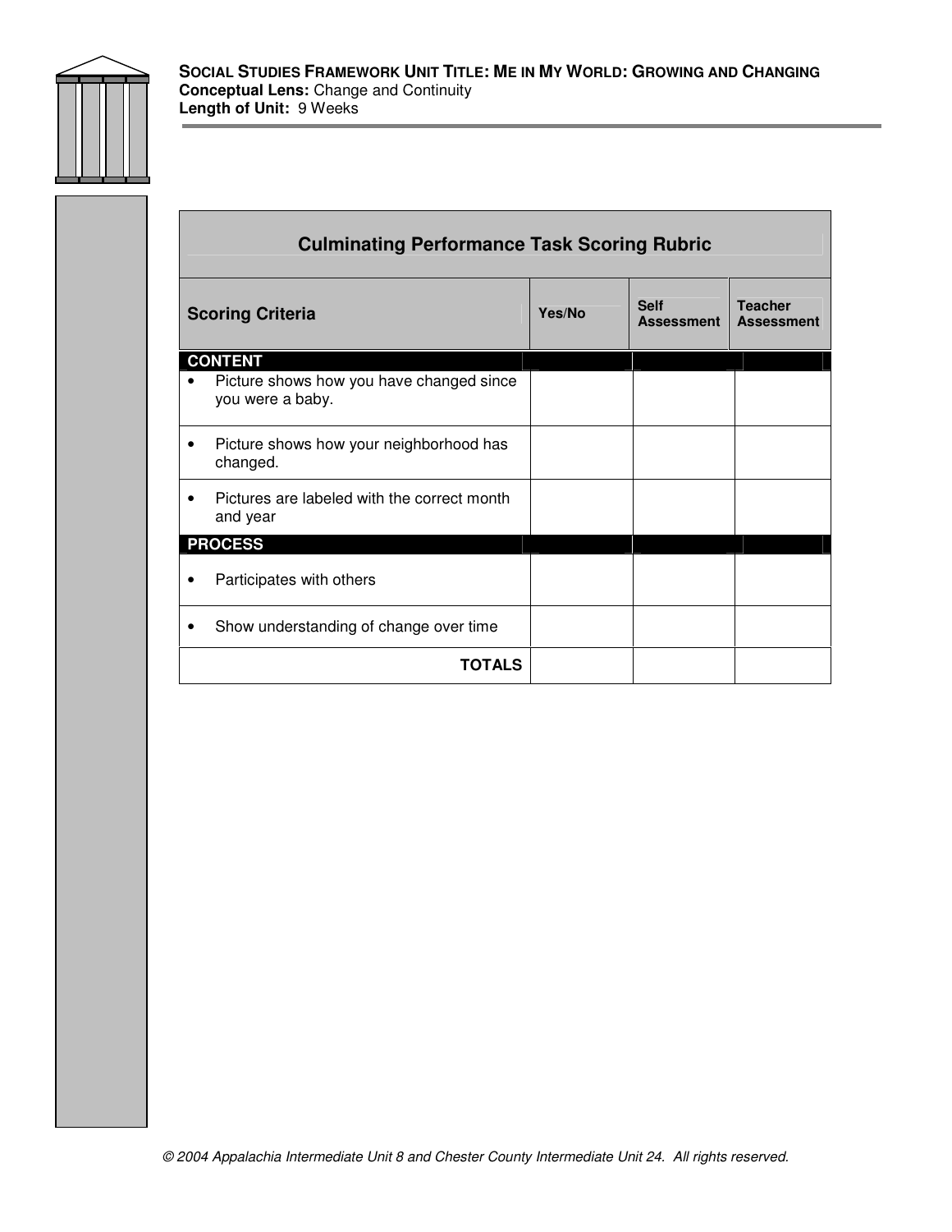**SOCIAL STUDIES FRAMEWORK UNIT TITLE: ME IN MY WORLD: GROWING AND CHANGING**
**Conceptual Lens:** Change and Continuity
**Length of Unit:** 9 Weeks

## Culminating Performance Task Scoring Rubric

| Scoring Criteria | Yes/No | Self Assessment | Teacher Assessment |
|---|---|---|---|
| **CONTENT** | | | |
| • Picture shows how you have changed since you were a baby. | | | |
| • Picture shows how your neighborhood has changed. | | | |
| • Pictures are labeled with the correct month and year | | | |
| **PROCESS** | | | |
| • Participates with others | | | |
| • Show understanding of change over time | | | |
| **TOTALS** | | | |

© 2004 Appalachia Intermediate Unit 8 and Chester County Intermediate Unit 24. All rights reserved.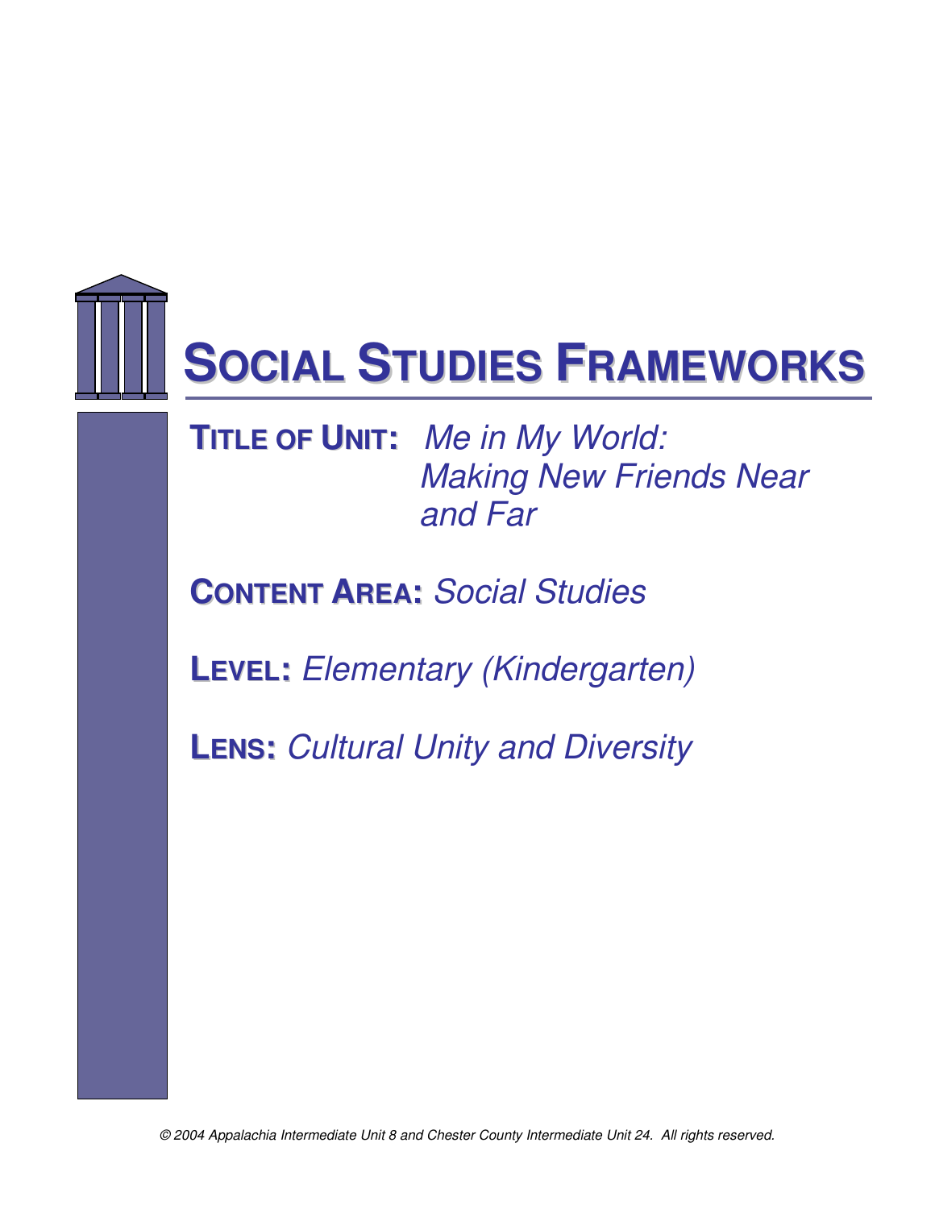# SOCIAL STUDIES FRAMEWORKS

**TITLE OF UNIT:** *Me in My World: Making New Friends Near and Far*

**CONTENT AREA:** *Social Studies*

**LEVEL:** *Elementary (Kindergarten)*

**LENS:** *Cultural Unity and Diversity*

*© 2004 Appalachia Intermediate Unit 8 and Chester County Intermediate Unit 24. All rights reserved.*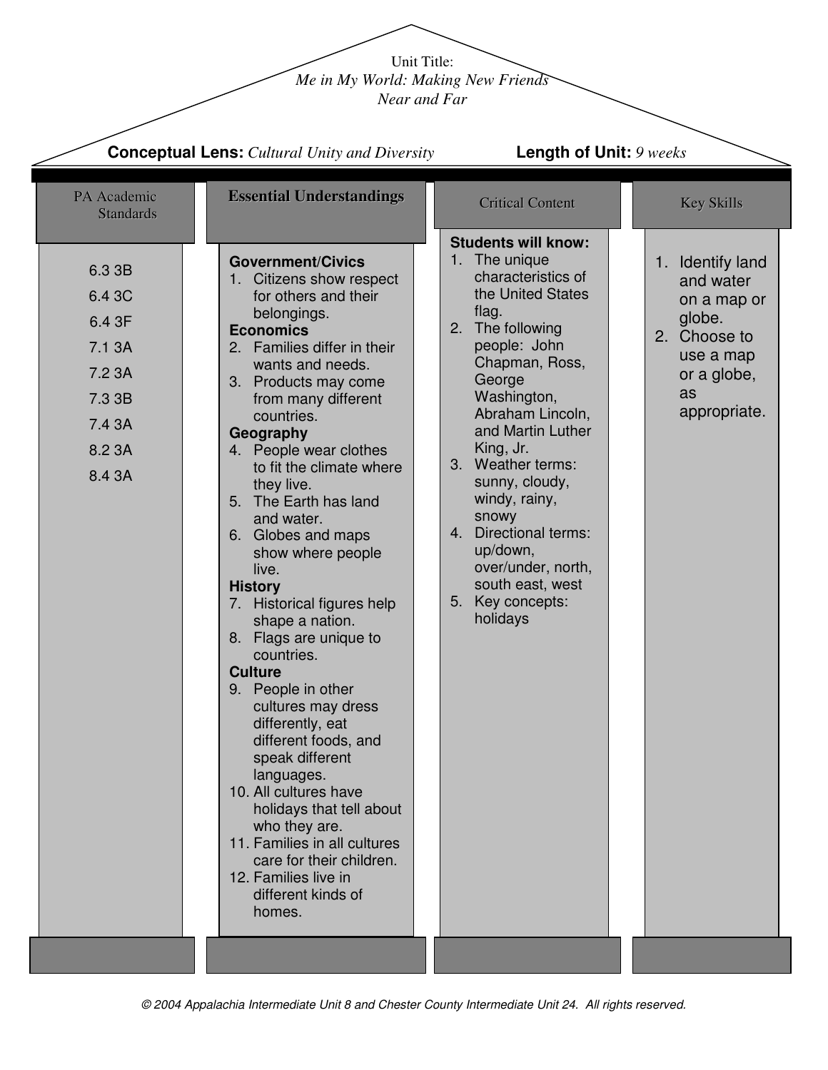Unit Title:
*Me in My World: Making New Friends Near and Far*

**Conceptual Lens:** *Cultural Unity and Diversity* **Length of Unit:** *9 weeks*

| PA Academic Standards | Essential Understandings | Critical Content | Key Skills |
|---|---|---|---|
| 6.3 3B<br>6.4 3C<br>6.4 3F<br>7.1 3A<br>7.2 3A<br>7.3 3B<br>7.4 3A<br>8.2 3A<br>8.4 3A | **Government/Civics**<br>1. Citizens show respect for others and their belongings.<br>**Economics**<br>2. Families differ in their wants and needs.<br>3. Products may come from many different countries.<br>**Geography**<br>4. People wear clothes to fit the climate where they live.<br>5. The Earth has land and water.<br>6. Globes and maps show where people live.<br>**History**<br>7. Historical figures help shape a nation.<br>8. Flags are unique to countries.<br>**Culture**<br>9. People in other cultures may dress differently, eat different foods, and speak different languages.<br>10. All cultures have holidays that tell about who they are.<br>11. Families in all cultures care for their children.<br>12. Families live in different kinds of homes. | **Students will know:**<br>1. The unique characteristics of the United States flag.<br>2. The following people: John Chapman, Ross, George Washington, Abraham Lincoln, and Martin Luther King, Jr.<br>3. Weather terms: sunny, cloudy, windy, rainy, snowy<br>4. Directional terms: up/down, over/under, north, south east, west<br>5. Key concepts: holidays | 1. Identify land and water on a map or globe.<br>2. Choose to use a map or a globe, as appropriate. |

*© 2004 Appalachia Intermediate Unit 8 and Chester County Intermediate Unit 24. All rights reserved.*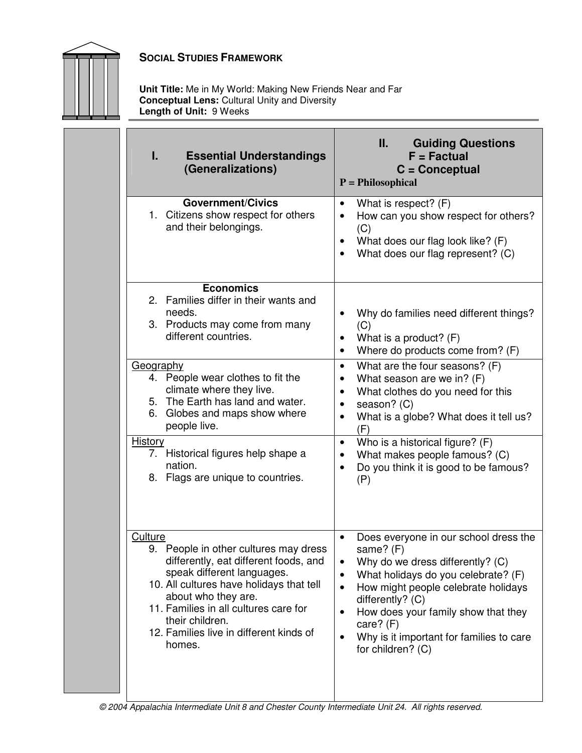**SOCIAL STUDIES FRAMEWORK**

**Unit Title:** Me in My World: Making New Friends Near and Far
**Conceptual Lens:** Cultural Unity and Diversity
**Length of Unit:** 9 Weeks

| I. Essential Understandings (Generalizations) | II. Guiding Questions F = Factual C = Conceptual P = Philosophical |
|---|---|
| **Government/Civics**<br>1. Citizens show respect for others and their belongings. | • What is respect? (F)<br>• How can you show respect for others? (C)<br>• What does our flag look like? (F)<br>• What does our flag represent? (C) |
| **Economics**<br>2. Families differ in their wants and needs.<br>3. Products may come from many different countries. | • Why do families need different things? (C)<br>• What is a product? (F)<br>• Where do products come from? (F) |
| Geography<br>4. People wear clothes to fit the climate where they live.<br>5. The Earth has land and water.<br>6. Globes and maps show where people live. | • What are the four seasons? (F)<br>• What season are we in? (F)<br>• What clothes do you need for this<br>• season? (C)<br>• What is a globe? What does it tell us? (F) |
| History<br>7. Historical figures help shape a nation.<br>8. Flags are unique to countries. | • Who is a historical figure? (F)<br>• What makes people famous? (C)<br>• Do you think it is good to be famous? (P) |
| Culture<br>9. People in other cultures may dress differently, eat different foods, and speak different languages.<br>10. All cultures have holidays that tell about who they are.<br>11. Families in all cultures care for their children.<br>12. Families live in different kinds of homes. | • Does everyone in our school dress the same? (F)<br>• Why do we dress differently? (C)<br>• What holidays do you celebrate? (F)<br>• How might people celebrate holidays differently? (C)<br>• How does your family show that they care? (F)<br>• Why is it important for families to care for children? (C) |

© 2004 Appalachia Intermediate Unit 8 and Chester County Intermediate Unit 24. All rights reserved.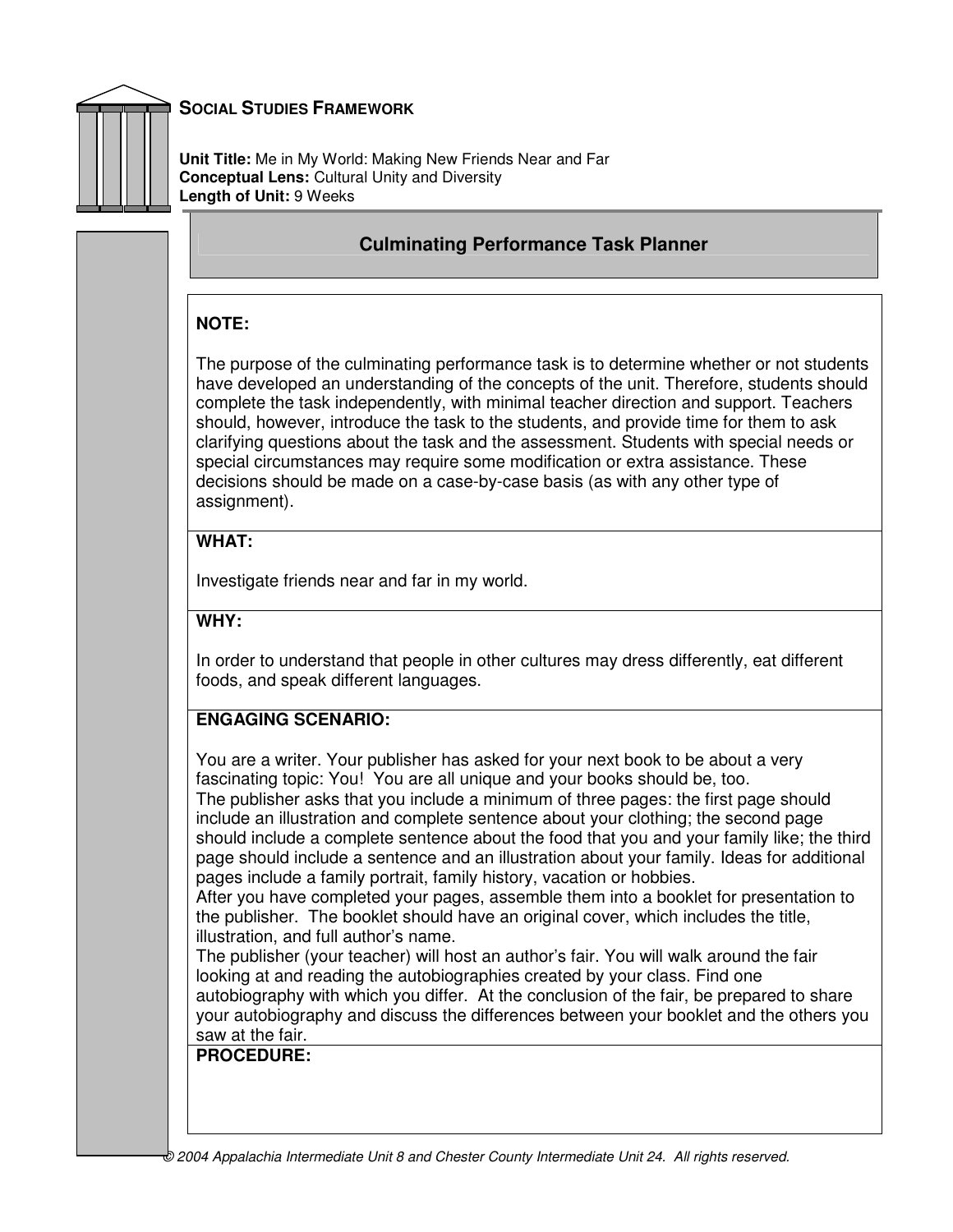**SOCIAL STUDIES FRAMEWORK**

**Unit Title:** Me in My World: Making New Friends Near and Far
**Conceptual Lens:** Cultural Unity and Diversity
**Length of Unit:** 9 Weeks

## Culminating Performance Task Planner

**NOTE:**

The purpose of the culminating performance task is to determine whether or not students have developed an understanding of the concepts of the unit. Therefore, students should complete the task independently, with minimal teacher direction and support. Teachers should, however, introduce the task to the students, and provide time for them to ask clarifying questions about the task and the assessment. Students with special needs or special circumstances may require some modification or extra assistance. These decisions should be made on a case-by-case basis (as with any other type of assignment).

**WHAT:**

Investigate friends near and far in my world.

**WHY:**

In order to understand that people in other cultures may dress differently, eat different foods, and speak different languages.

**ENGAGING SCENARIO:**

You are a writer. Your publisher has asked for your next book to be about a very fascinating topic: You! You are all unique and your books should be, too.
The publisher asks that you include a minimum of three pages: the first page should include an illustration and complete sentence about your clothing; the second page should include a complete sentence about the food that you and your family like; the third page should include a sentence and an illustration about your family. Ideas for additional pages include a family portrait, family history, vacation or hobbies.
After you have completed your pages, assemble them into a booklet for presentation to the publisher. The booklet should have an original cover, which includes the title, illustration, and full author's name.
The publisher (your teacher) will host an author's fair. You will walk around the fair looking at and reading the autobiographies created by your class. Find one autobiography with which you differ. At the conclusion of the fair, be prepared to share your autobiography and discuss the differences between your booklet and the others you saw at the fair.

**PROCEDURE:**

© 2004 Appalachia Intermediate Unit 8 and Chester County Intermediate Unit 24. All rights reserved.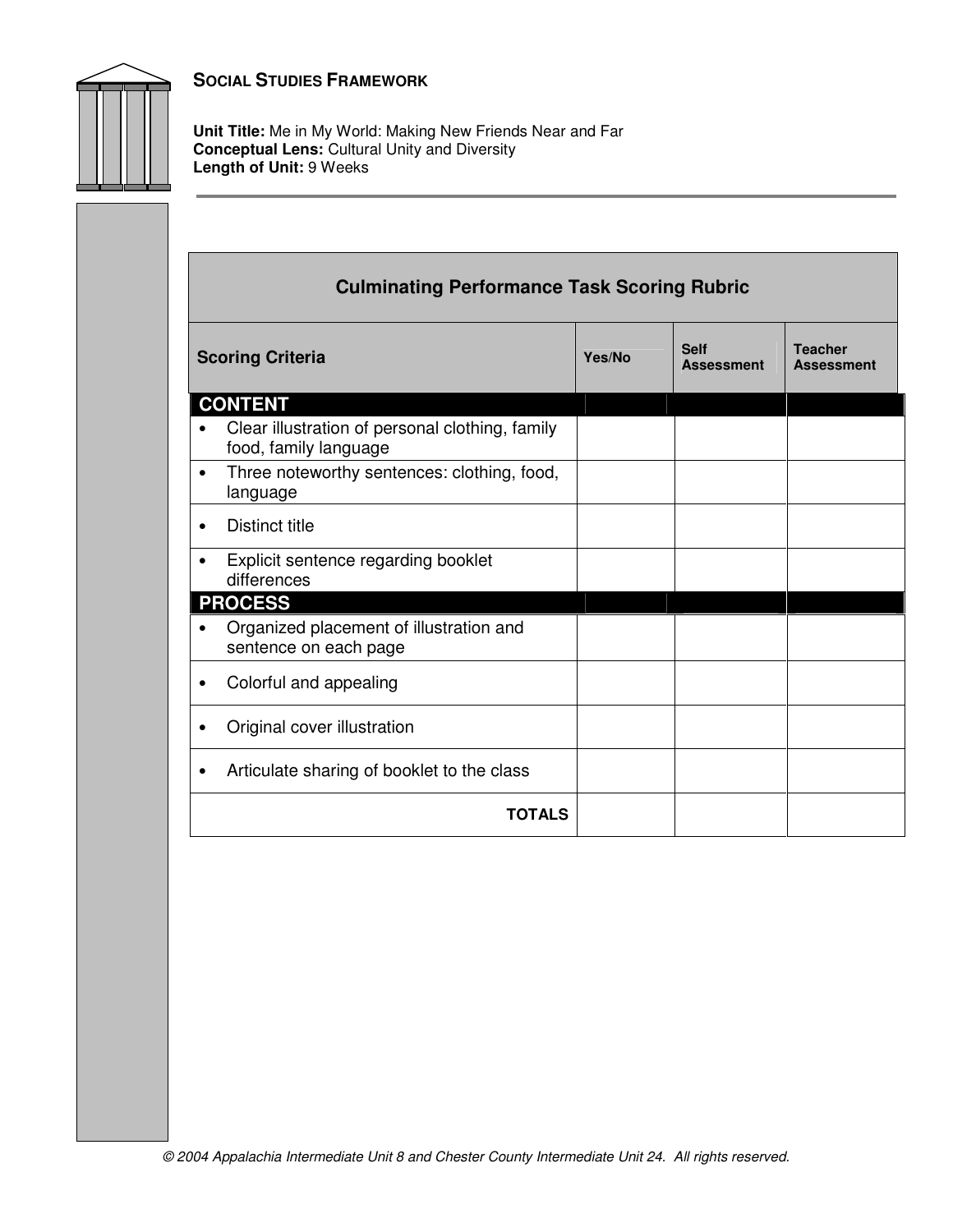**SOCIAL STUDIES FRAMEWORK**

**Unit Title:** Me in My World: Making New Friends Near and Far
**Conceptual Lens:** Cultural Unity and Diversity
**Length of Unit:** 9 Weeks

### Culminating Performance Task Scoring Rubric

| Scoring Criteria | Yes/No | Self Assessment | Teacher Assessment |
|---|---|---|---|
| **CONTENT** | | | |
| • Clear illustration of personal clothing, family food, family language | | | |
| • Three noteworthy sentences: clothing, food, language | | | |
| • Distinct title | | | |
| • Explicit sentence regarding booklet differences | | | |
| **PROCESS** | | | |
| • Organized placement of illustration and sentence on each page | | | |
| • Colorful and appealing | | | |
| • Original cover illustration | | | |
| • Articulate sharing of booklet to the class | | | |
| **TOTALS** | | | |

*© 2004 Appalachia Intermediate Unit 8 and Chester County Intermediate Unit 24. All rights reserved.*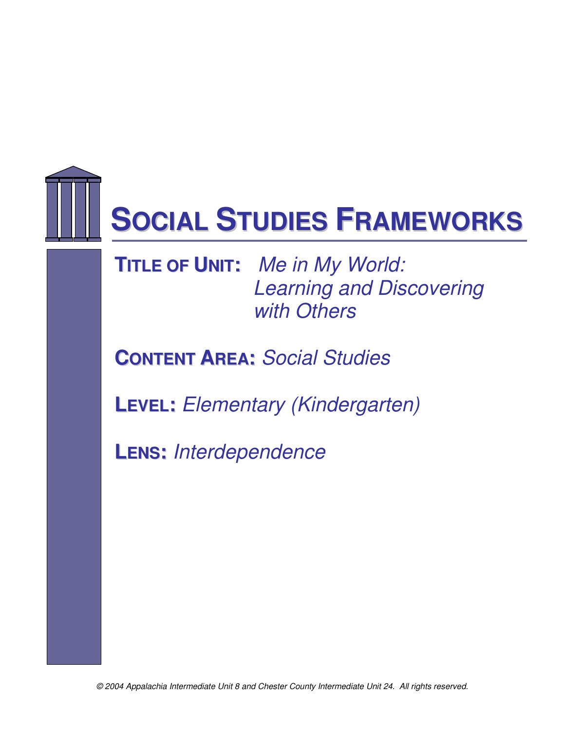# SOCIAL STUDIES FRAMEWORKS

**TITLE OF UNIT:** *Me in My World: Learning and Discovering with Others*

**CONTENT AREA:** *Social Studies*

**LEVEL:** *Elementary (Kindergarten)*

**LENS:** *Interdependence*

*© 2004 Appalachia Intermediate Unit 8 and Chester County Intermediate Unit 24. All rights reserved.*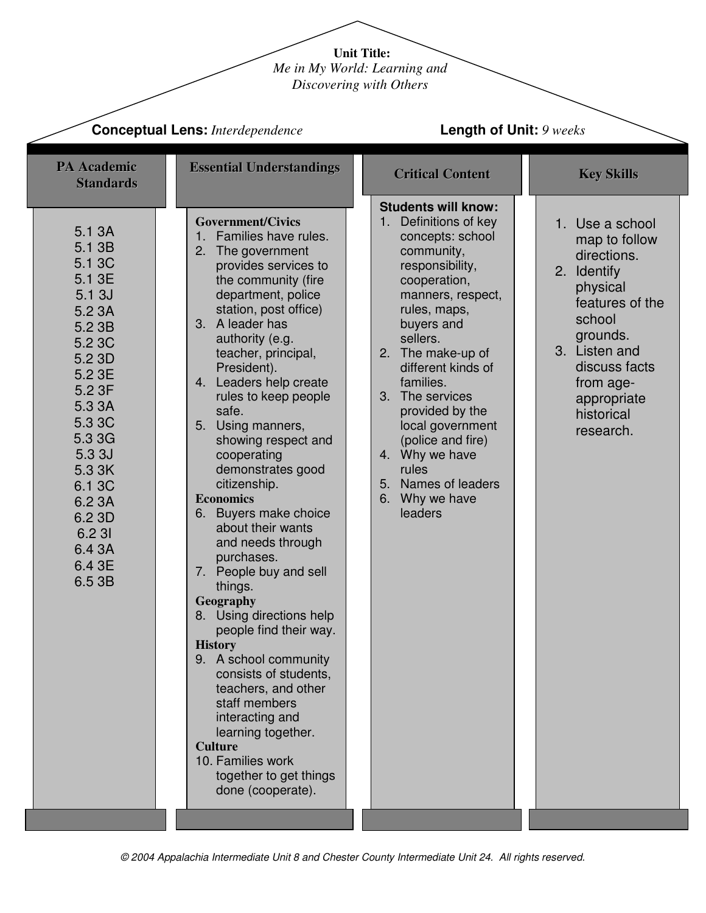**Unit Title:**
*Me in My World: Learning and Discovering with Others*

**Conceptual Lens:** *Interdependence*

**Length of Unit:** *9 weeks*

## PA Academic Standards

5.1 3A
5.1 3B
5.1 3C
5.1 3E
5.1 3J
5.2 3A
5.2 3B
5.2 3C
5.2 3D
5.2 3E
5.2 3F
5.3 3A
5.3 3C
5.3 3G
5.3 3J
5.3 3K
6.1 3C
6.2 3A
6.2 3D
6.2 3I
6.4 3A
6.4 3E
6.5 3B

## Essential Understandings

**Government/Civics**

1. Families have rules.
2. The government provides services to the community (fire department, police station, post office)
3. A leader has authority (e.g. teacher, principal, President).
4. Leaders help create rules to keep people safe.
5. Using manners, showing respect and cooperating demonstrates good citizenship.

**Economics**

6. Buyers make choice about their wants and needs through purchases.
7. People buy and sell things.

**Geography**

8. Using directions help people find their way.

**History**

9. A school community consists of students, teachers, and other staff members interacting and learning together.

**Culture**

10. Families work together to get things done (cooperate).

## Critical Content

**Students will know:**

1. Definitions of key concepts: school community, responsibility, cooperation, manners, respect, rules, maps, buyers and sellers.
2. The make-up of different kinds of families.
3. The services provided by the local government (police and fire)
4. Why we have rules
5. Names of leaders
6. Why we have leaders

## Key Skills

1. Use a school map to follow directions.
2. Identify physical features of the school grounds.
3. Listen and discuss facts from age-appropriate historical research.

*© 2004 Appalachia Intermediate Unit 8 and Chester County Intermediate Unit 24. All rights reserved.*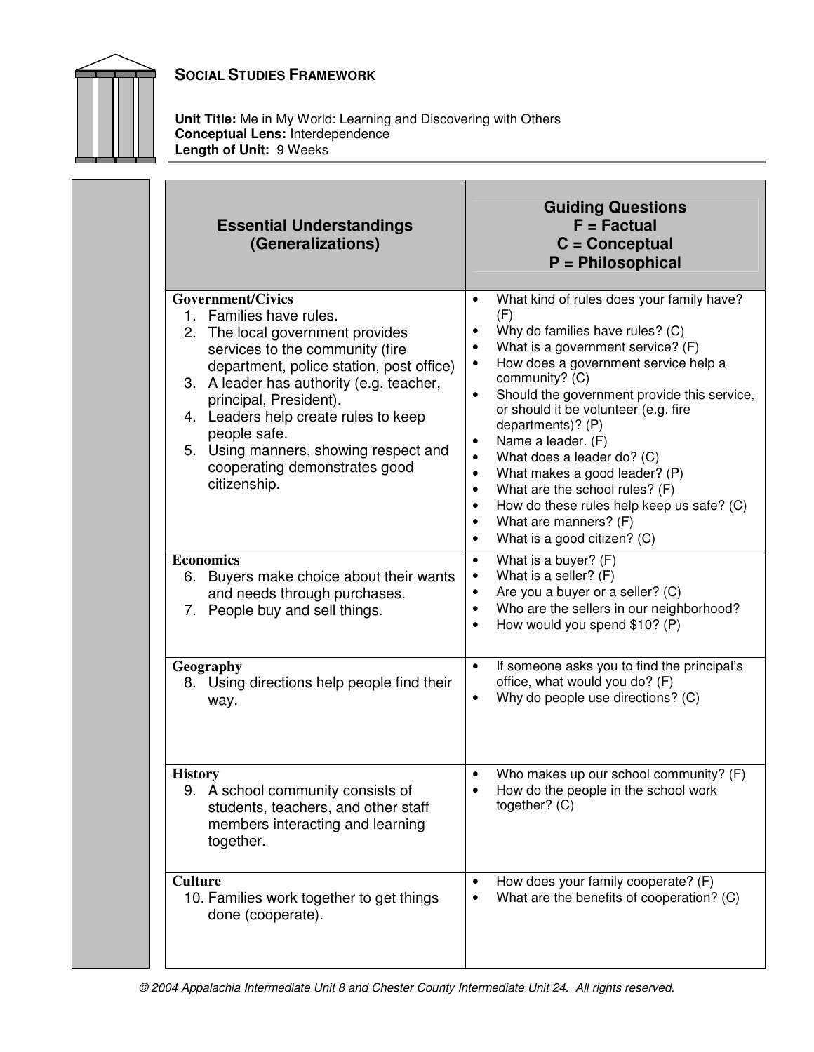## Social Studies Framework

**Unit Title:** Me in My World: Learning and Discovering with Others
**Conceptual Lens:** Interdependence
**Length of Unit:** 9 Weeks

| Essential Understandings (Generalizations) | Guiding Questions F = Factual C = Conceptual P = Philosophical |
|---|---|
| **Government/Civics**<br>1. Families have rules.<br>2. The local government provides services to the community (fire department, police station, post office)<br>3. A leader has authority (e.g. teacher, principal, President).<br>4. Leaders help create rules to keep people safe.<br>5. Using manners, showing respect and cooperating demonstrates good citizenship. | • What kind of rules does your family have? (F)<br>• Why do families have rules? (C)<br>• What is a government service? (F)<br>• How does a government service help a community? (C)<br>• Should the government provide this service, or should it be volunteer (e.g. fire departments)? (P)<br>• Name a leader. (F)<br>• What does a leader do? (C)<br>• What makes a good leader? (P)<br>• What are the school rules? (F)<br>• How do these rules help keep us safe? (C)<br>• What are manners? (F)<br>• What is a good citizen? (C) |
| **Economics**<br>6. Buyers make choice about their wants and needs through purchases.<br>7. People buy and sell things. | • What is a buyer? (F)<br>• What is a seller? (F)<br>• Are you a buyer or a seller? (C)<br>• Who are the sellers in our neighborhood?<br>• How would you spend $10? (P) |
| **Geography**<br>8. Using directions help people find their way. | • If someone asks you to find the principal's office, what would you do? (F)<br>• Why do people use directions? (C) |
| **History**<br>9. A school community consists of students, teachers, and other staff members interacting and learning together. | • Who makes up our school community? (F)<br>• How do the people in the school work together? (C) |
| **Culture**<br>10. Families work together to get things done (cooperate). | • How does your family cooperate? (F)<br>• What are the benefits of cooperation? (C) |

© 2004 Appalachia Intermediate Unit 8 and Chester County Intermediate Unit 24. All rights reserved.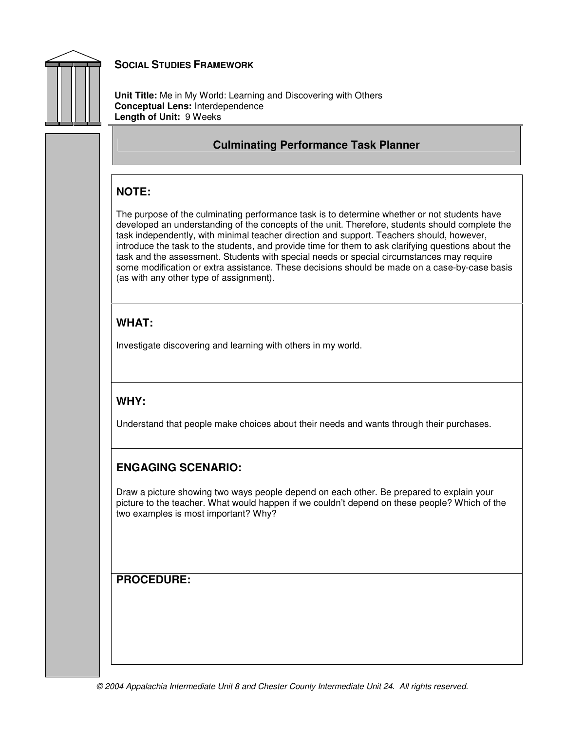## SOCIAL STUDIES FRAMEWORK

**Unit Title:** Me in My World: Learning and Discovering with Others
**Conceptual Lens:** Interdependence
**Length of Unit:** 9 Weeks

### Culminating Performance Task Planner

#### NOTE:

The purpose of the culminating performance task is to determine whether or not students have developed an understanding of the concepts of the unit. Therefore, students should complete the task independently, with minimal teacher direction and support. Teachers should, however, introduce the task to the students, and provide time for them to ask clarifying questions about the task and the assessment. Students with special needs or special circumstances may require some modification or extra assistance. These decisions should be made on a case-by-case basis (as with any other type of assignment).

#### WHAT:

Investigate discovering and learning with others in my world.

#### WHY:

Understand that people make choices about their needs and wants through their purchases.

#### ENGAGING SCENARIO:

Draw a picture showing two ways people depend on each other. Be prepared to explain your picture to the teacher. What would happen if we couldn't depend on these people? Which of the two examples is most important? Why?

#### PROCEDURE:

© 2004 Appalachia Intermediate Unit 8 and Chester County Intermediate Unit 24. All rights reserved.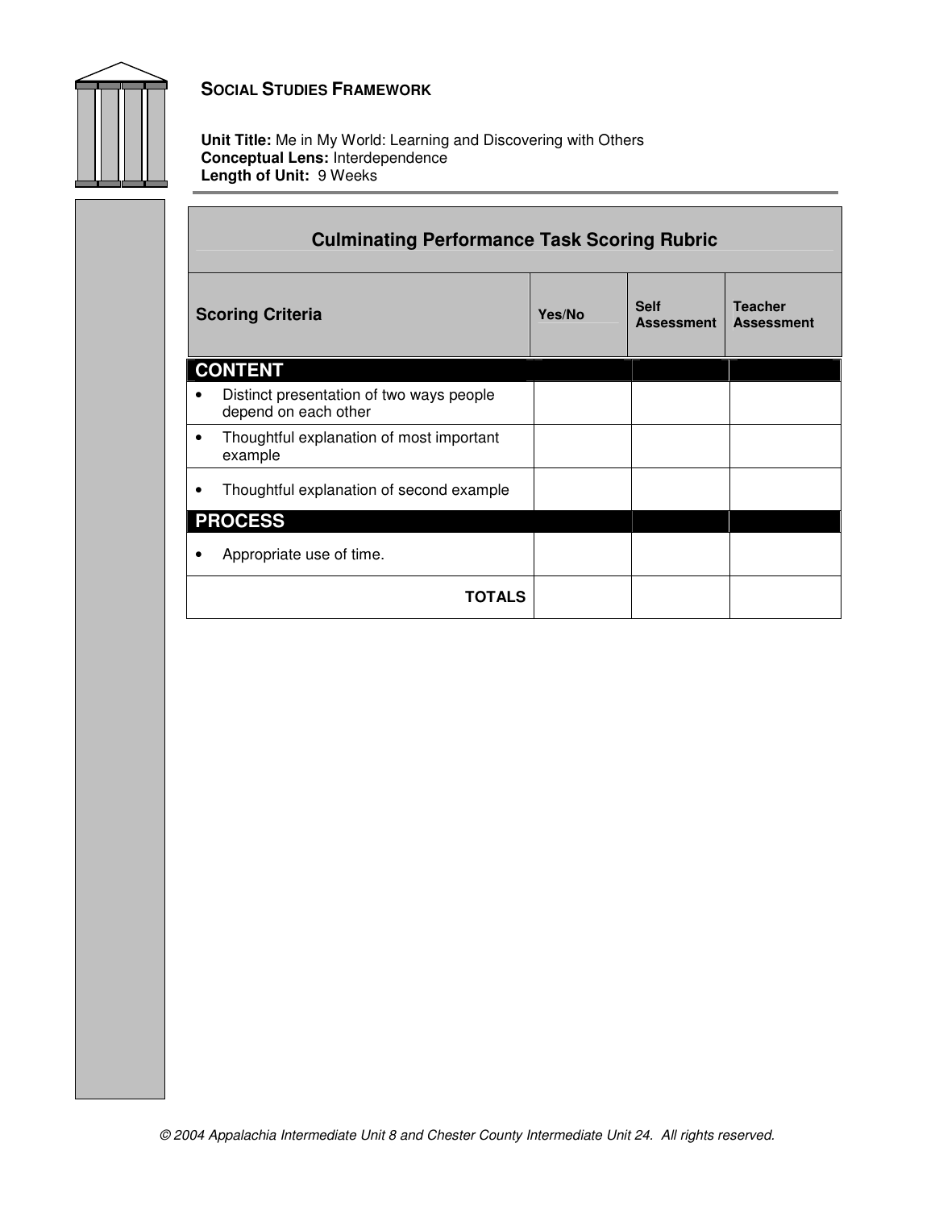**SOCIAL STUDIES FRAMEWORK**

**Unit Title:** Me in My World: Learning and Discovering with Others
**Conceptual Lens:** Interdependence
**Length of Unit:** 9 Weeks

## Culminating Performance Task Scoring Rubric

| Scoring Criteria | Yes/No | Self Assessment | Teacher Assessment |
|---|---|---|---|
| **CONTENT** | | | |
| • Distinct presentation of two ways people depend on each other | | | |
| • Thoughtful explanation of most important example | | | |
| • Thoughtful explanation of second example | | | |
| **PROCESS** | | | |
| • Appropriate use of time. | | | |
| **TOTALS** | | | |

*© 2004 Appalachia Intermediate Unit 8 and Chester County Intermediate Unit 24. All rights reserved.*